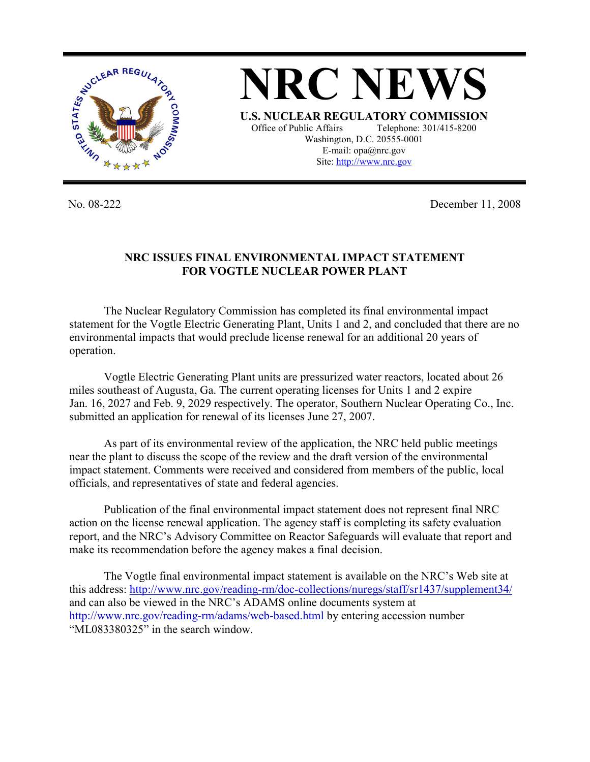# NRC NEWS

**U.S. NUCLEAR REGULATORY COMMISSION**

Office of Public Affairs Telephone: 301/415-8200
Washington, D.C. 20555-0001
E-mail: opa@nrc.gov
Site: http://www.nrc.gov

No. 08-222 December 11, 2008

## NRC ISSUES FINAL ENVIRONMENTAL IMPACT STATEMENT FOR VOGTLE NUCLEAR POWER PLANT

The Nuclear Regulatory Commission has completed its final environmental impact statement for the Vogtle Electric Generating Plant, Units 1 and 2, and concluded that there are no environmental impacts that would preclude license renewal for an additional 20 years of operation.

Vogtle Electric Generating Plant units are pressurized water reactors, located about 26 miles southeast of Augusta, Ga. The current operating licenses for Units 1 and 2 expire Jan. 16, 2027 and Feb. 9, 2029 respectively. The operator, Southern Nuclear Operating Co., Inc. submitted an application for renewal of its licenses June 27, 2007.

As part of its environmental review of the application, the NRC held public meetings near the plant to discuss the scope of the review and the draft version of the environmental impact statement. Comments were received and considered from members of the public, local officials, and representatives of state and federal agencies.

Publication of the final environmental impact statement does not represent final NRC action on the license renewal application. The agency staff is completing its safety evaluation report, and the NRC's Advisory Committee on Reactor Safeguards will evaluate that report and make its recommendation before the agency makes a final decision.

The Vogtle final environmental impact statement is available on the NRC's Web site at this address: http://www.nrc.gov/reading-rm/doc-collections/nuregs/staff/sr1437/supplement34/ and can also be viewed in the NRC's ADAMS online documents system at http://www.nrc.gov/reading-rm/adams/web-based.html by entering accession number "ML083380325" in the search window.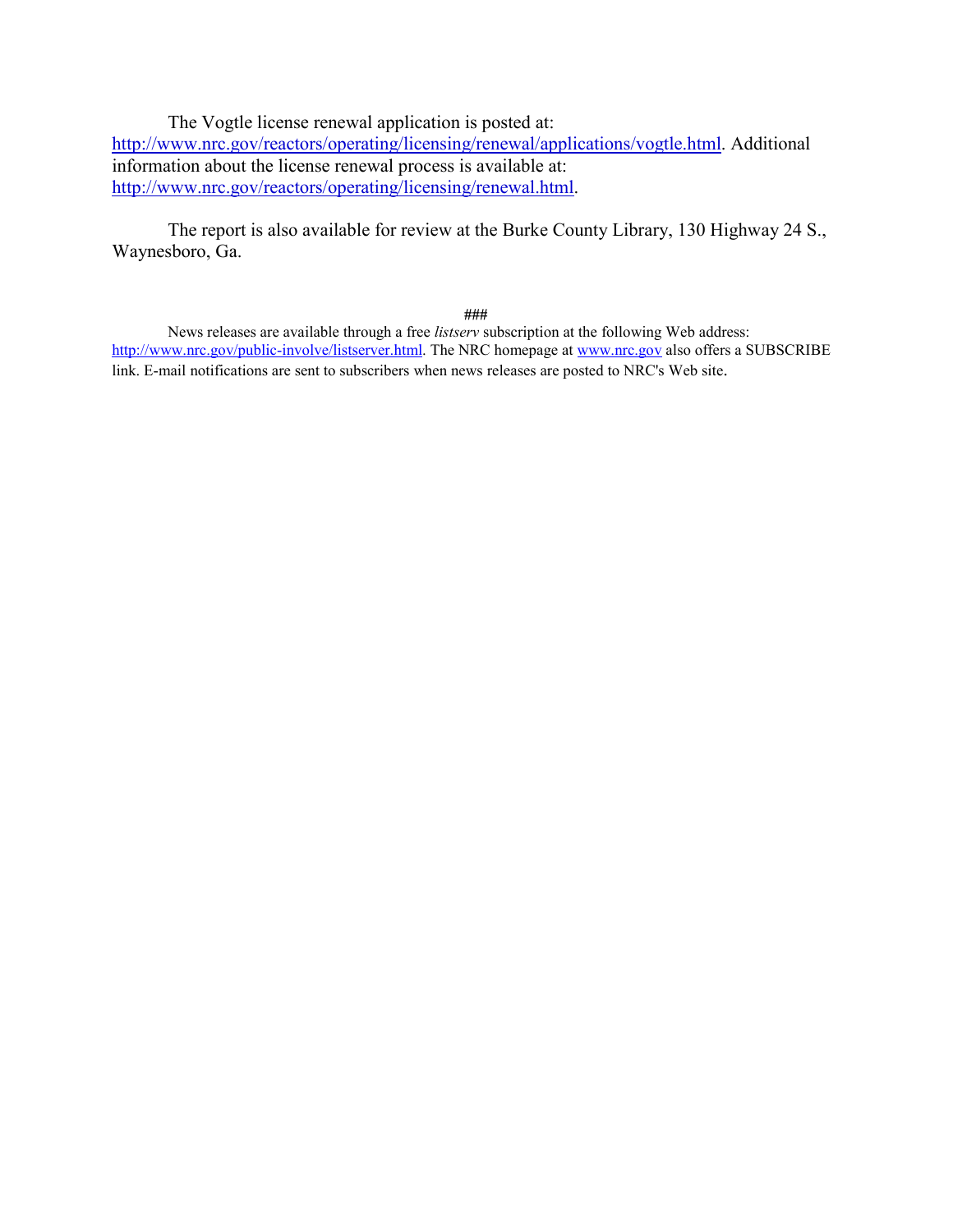The Vogtle license renewal application is posted at: [http://www.nrc.gov/reactors/operating/licensing/renewal/applications/vogtle.html](http://www.nrc.gov/reactors/operating/licensing/renewal/applications/vogtle.html). Additional information about the license renewal process is available at: [http://www.nrc.gov/reactors/operating/licensing/renewal.html](http://www.nrc.gov/reactors/operating/licensing/renewal.html).

The report is also available for review at the Burke County Library, 130 Highway 24 S., Waynesboro, Ga.

###

News releases are available through a free *listserv* subscription at the following Web address: [http://www.nrc.gov/public-involve/listserver.html](http://www.nrc.gov/public-involve/listserver.html). The NRC homepage at [www.nrc.gov](http://www.nrc.gov) also offers a SUBSCRIBE link. E-mail notifications are sent to subscribers when news releases are posted to NRC's Web site.